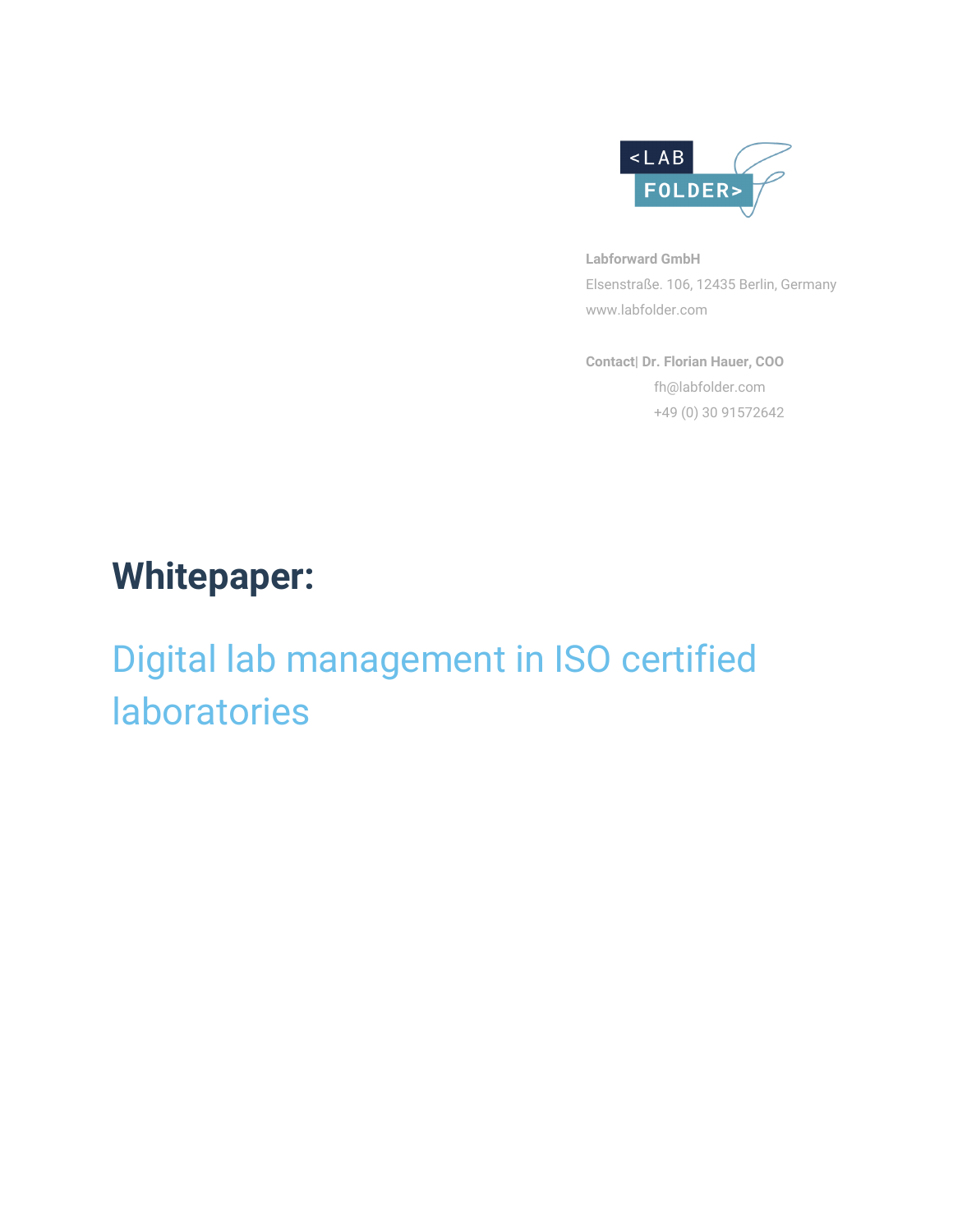<LAB FOLDER>

**Labforward GmbH**

Elsenstraße. 106, 12435 Berlin, Germany

www.labfolder.com

**Contact| Dr. Florian Hauer, COO**

fh@labfolder.com

+49 (0) 30 91572642

# Whitepaper:

## Digital lab management in ISO certified laboratories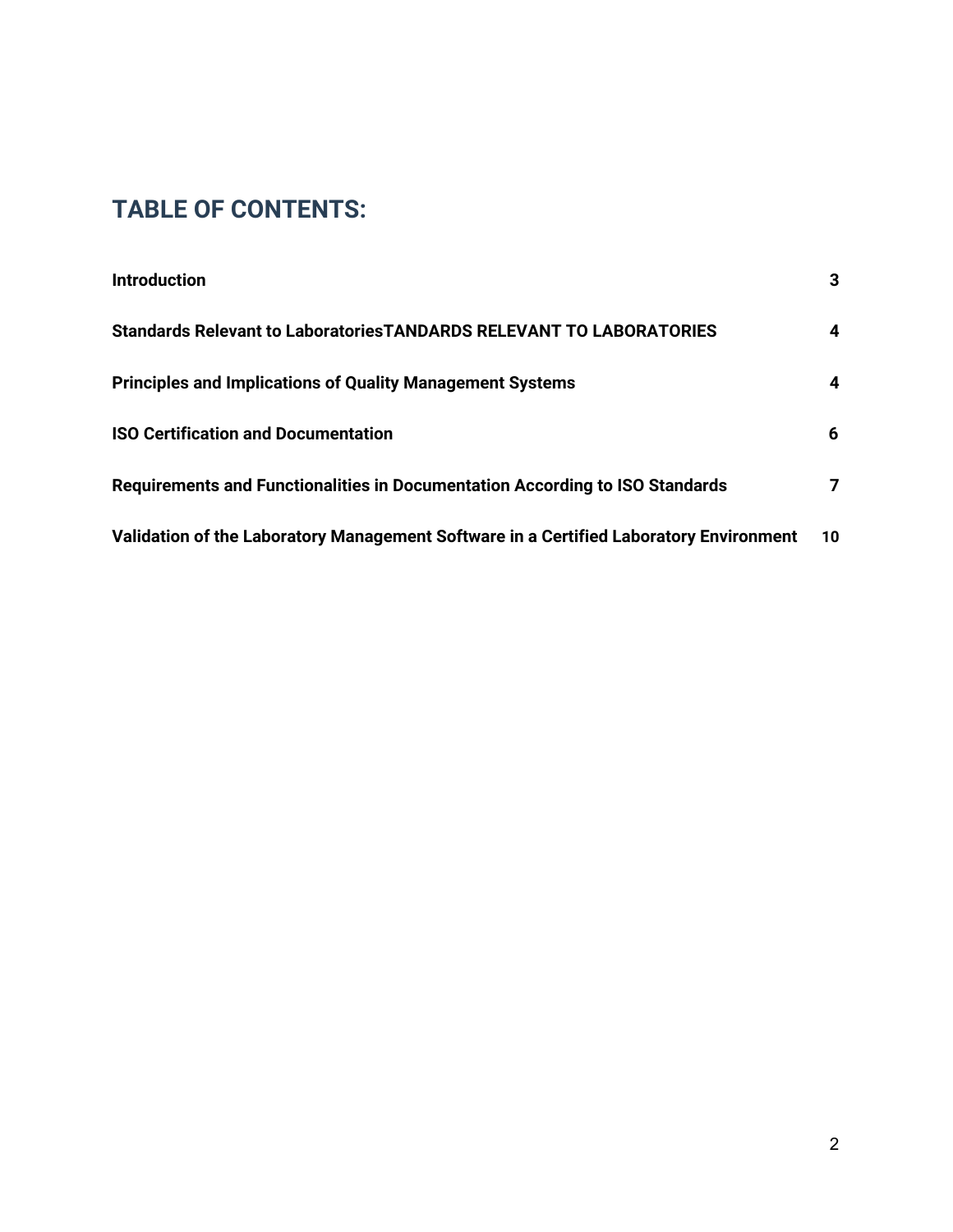## TABLE OF CONTENTS:

| | |
|---|---|
| **Introduction** | **3** |
| **Standards Relevant to LaboratoriesTANDARDS RELEVANT TO LABORATORIES** | **4** |
| **Principles and Implications of Quality Management Systems** | **4** |
| **ISO Certification and Documentation** | **6** |
| **Requirements and Functionalities in Documentation According to ISO Standards** | **7** |
| **Validation of the Laboratory Management Software in a Certified Laboratory Environment** | **10** |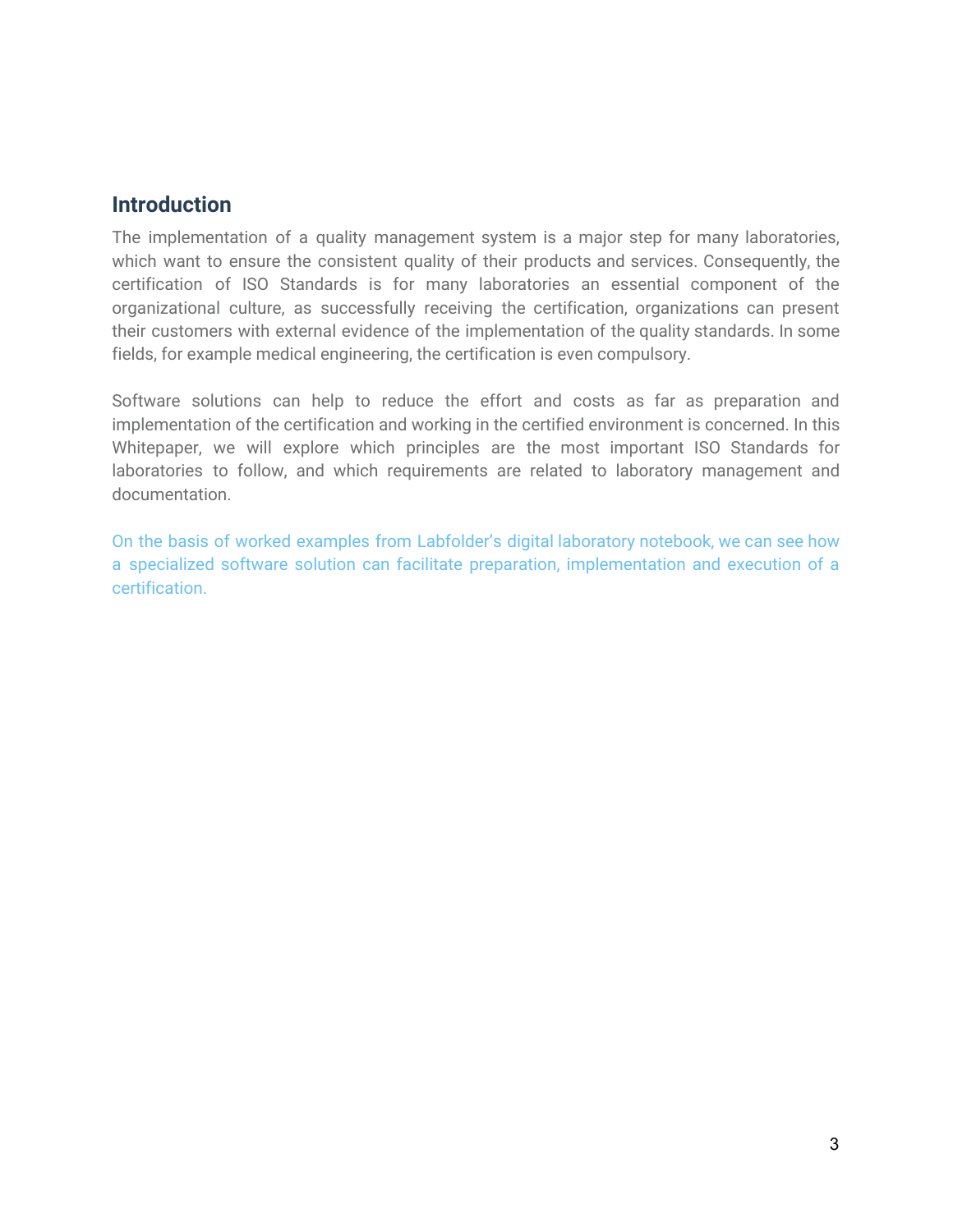## Introduction

The implementation of a quality management system is a major step for many laboratories, which want to ensure the consistent quality of their products and services. Consequently, the certification of ISO Standards is for many laboratories an essential component of the organizational culture, as successfully receiving the certification, organizations can present their customers with external evidence of the implementation of the quality standards. In some fields, for example medical engineering, the certification is even compulsory.

Software solutions can help to reduce the effort and costs as far as preparation and implementation of the certification and working in the certified environment is concerned. In this Whitepaper, we will explore which principles are the most important ISO Standards for laboratories to follow, and which requirements are related to laboratory management and documentation.

On the basis of worked examples from Labfolder's digital laboratory notebook, we can see how a specialized software solution can facilitate preparation, implementation and execution of a certification.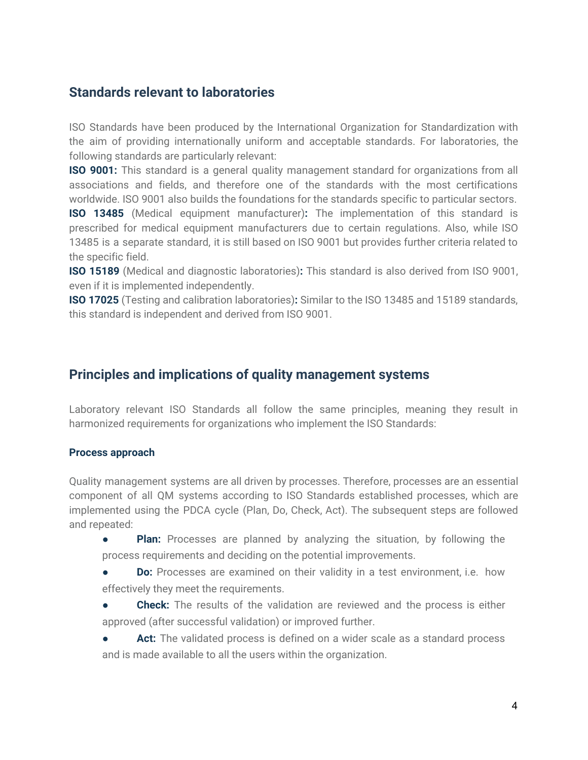## Standards relevant to laboratories

ISO Standards have been produced by the International Organization for Standardization with the aim of providing internationally uniform and acceptable standards. For laboratories, the following standards are particularly relevant:

**ISO 9001:** This standard is a general quality management standard for organizations from all associations and fields, and therefore one of the standards with the most certifications worldwide. ISO 9001 also builds the foundations for the standards specific to particular sectors.

**ISO 13485** (Medical equipment manufacturer)**:** The implementation of this standard is prescribed for medical equipment manufacturers due to certain regulations. Also, while ISO 13485 is a separate standard, it is still based on ISO 9001 but provides further criteria related to the specific field.

**ISO 15189** (Medical and diagnostic laboratories)**:** This standard is also derived from ISO 9001, even if it is implemented independently.

**ISO 17025** (Testing and calibration laboratories)**:** Similar to the ISO 13485 and 15189 standards, this standard is independent and derived from ISO 9001.

## Principles and implications of quality management systems

Laboratory relevant ISO Standards all follow the same principles, meaning they result in harmonized requirements for organizations who implement the ISO Standards:

### Process approach

Quality management systems are all driven by processes. Therefore, processes are an essential component of all QM systems according to ISO Standards established processes, which are implemented using the PDCA cycle (Plan, Do, Check, Act). The subsequent steps are followed and repeated:

- **Plan:** Processes are planned by analyzing the situation, by following the process requirements and deciding on the potential improvements.
- **Do:** Processes are examined on their validity in a test environment, i.e. how effectively they meet the requirements.
- **Check:** The results of the validation are reviewed and the process is either approved (after successful validation) or improved further.
- **Act:** The validated process is defined on a wider scale as a standard process and is made available to all the users within the organization.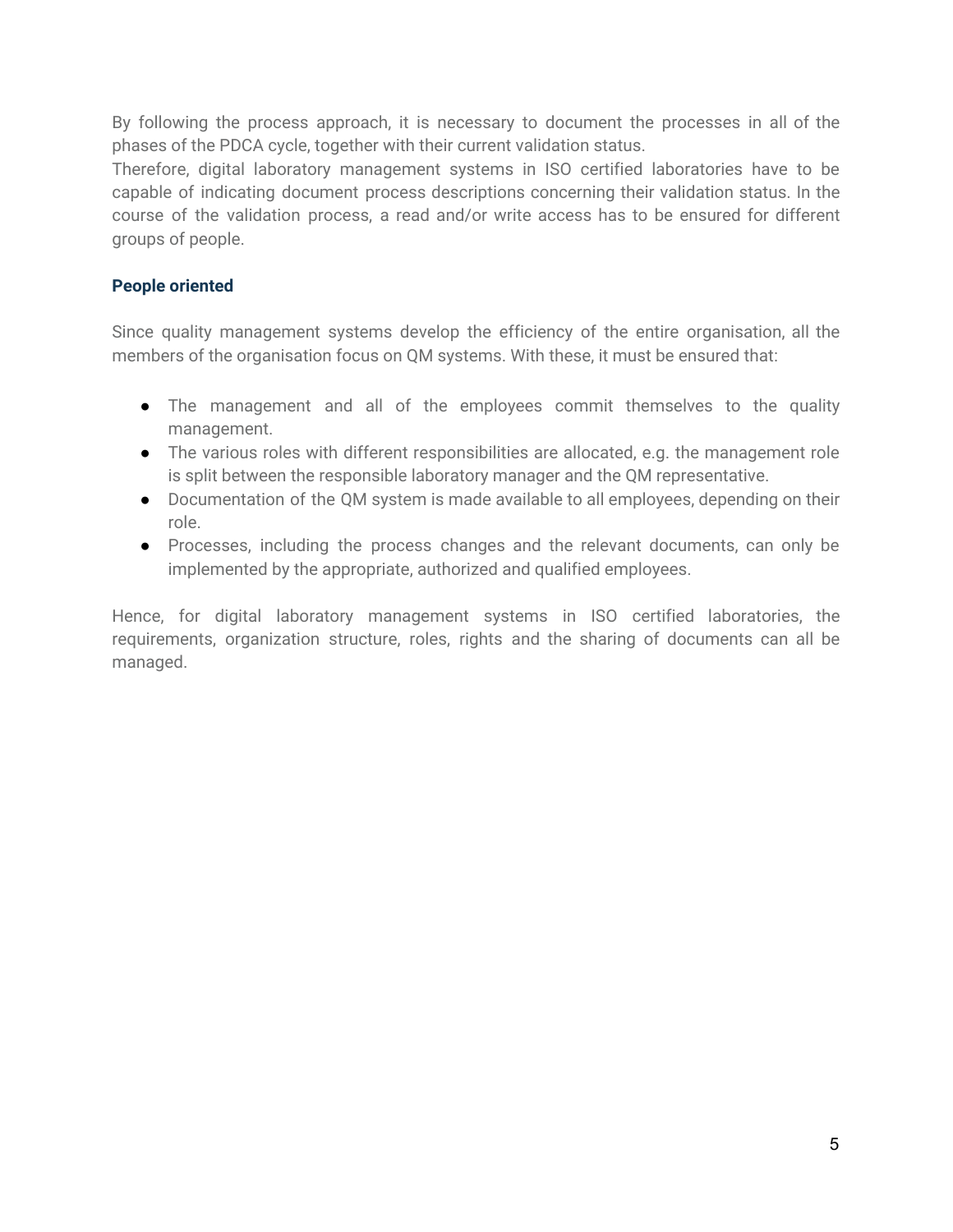By following the process approach, it is necessary to document the processes in all of the phases of the PDCA cycle, together with their current validation status.
Therefore, digital laboratory management systems in ISO certified laboratories have to be capable of indicating document process descriptions concerning their validation status. In the course of the validation process, a read and/or write access has to be ensured for different groups of people.

**People oriented**

Since quality management systems develop the efficiency of the entire organisation, all the members of the organisation focus on QM systems. With these, it must be ensured that:

- The management and all of the employees commit themselves to the quality management.
- The various roles with different responsibilities are allocated, e.g. the management role is split between the responsible laboratory manager and the QM representative.
- Documentation of the QM system is made available to all employees, depending on their role.
- Processes, including the process changes and the relevant documents, can only be implemented by the appropriate, authorized and qualified employees.

Hence, for digital laboratory management systems in ISO certified laboratories, the requirements, organization structure, roles, rights and the sharing of documents can all be managed.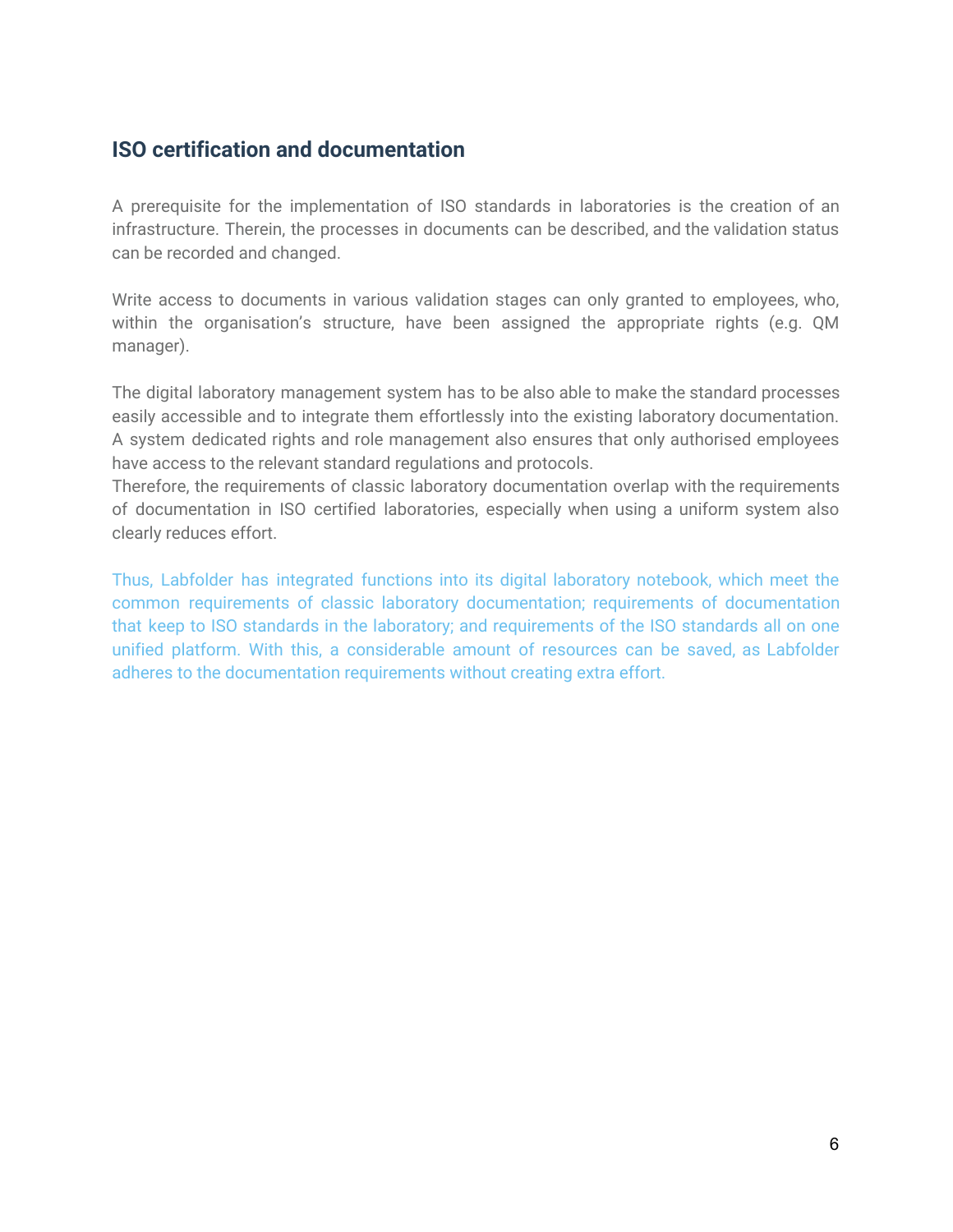## ISO certification and documentation

A prerequisite for the implementation of ISO standards in laboratories is the creation of an infrastructure. Therein, the processes in documents can be described, and the validation status can be recorded and changed.

Write access to documents in various validation stages can only granted to employees, who, within the organisation's structure, have been assigned the appropriate rights (e.g. QM manager).

The digital laboratory management system has to be also able to make the standard processes easily accessible and to integrate them effortlessly into the existing laboratory documentation. A system dedicated rights and role management also ensures that only authorised employees have access to the relevant standard regulations and protocols.
Therefore, the requirements of classic laboratory documentation overlap with the requirements of documentation in ISO certified laboratories, especially when using a uniform system also clearly reduces effort.

Thus, Labfolder has integrated functions into its digital laboratory notebook, which meet the common requirements of classic laboratory documentation; requirements of documentation that keep to ISO standards in the laboratory; and requirements of the ISO standards all on one unified platform. With this, a considerable amount of resources can be saved, as Labfolder adheres to the documentation requirements without creating extra effort.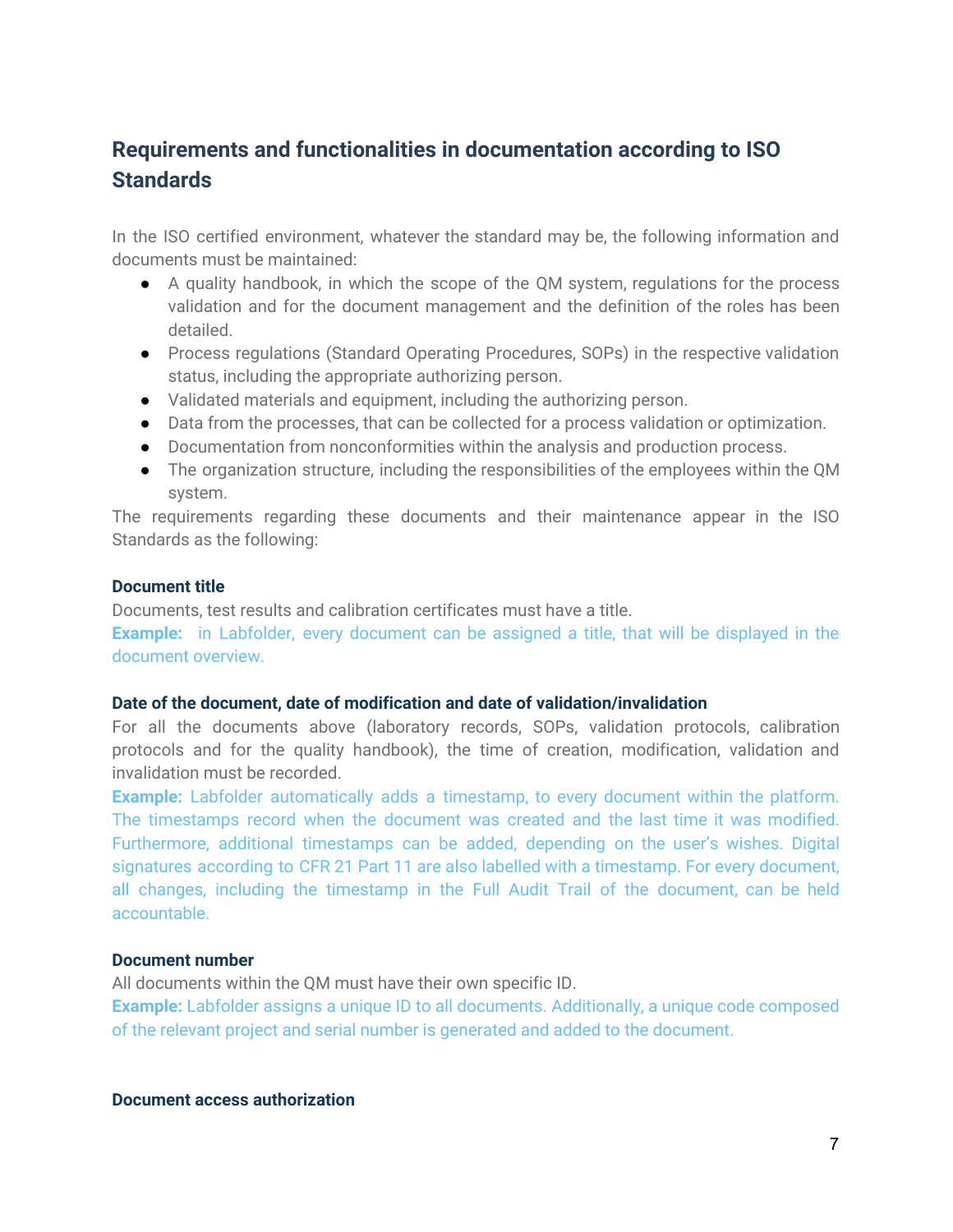## Requirements and functionalities in documentation according to ISO Standards

In the ISO certified environment, whatever the standard may be, the following information and documents must be maintained:

- A quality handbook, in which the scope of the QM system, regulations for the process validation and for the document management and the definition of the roles has been detailed.
- Process regulations (Standard Operating Procedures, SOPs) in the respective validation status, including the appropriate authorizing person.
- Validated materials and equipment, including the authorizing person.
- Data from the processes, that can be collected for a process validation or optimization.
- Documentation from nonconformities within the analysis and production process.
- The organization structure, including the responsibilities of the employees within the QM system.

The requirements regarding these documents and their maintenance appear in the ISO Standards as the following:

#### Document title

Documents, test results and calibration certificates must have a title.

**Example:** in Labfolder, every document can be assigned a title, that will be displayed in the document overview.

#### Date of the document, date of modification and date of validation/invalidation

For all the documents above (laboratory records, SOPs, validation protocols, calibration protocols and for the quality handbook), the time of creation, modification, validation and invalidation must be recorded.

**Example:** Labfolder automatically adds a timestamp, to every document within the platform. The timestamps record when the document was created and the last time it was modified. Furthermore, additional timestamps can be added, depending on the user's wishes. Digital signatures according to CFR 21 Part 11 are also labelled with a timestamp. For every document, all changes, including the timestamp in the Full Audit Trail of the document, can be held accountable.

#### Document number

All documents within the QM must have their own specific ID.

**Example:** Labfolder assigns a unique ID to all documents. Additionally, a unique code composed of the relevant project and serial number is generated and added to the document.

#### Document access authorization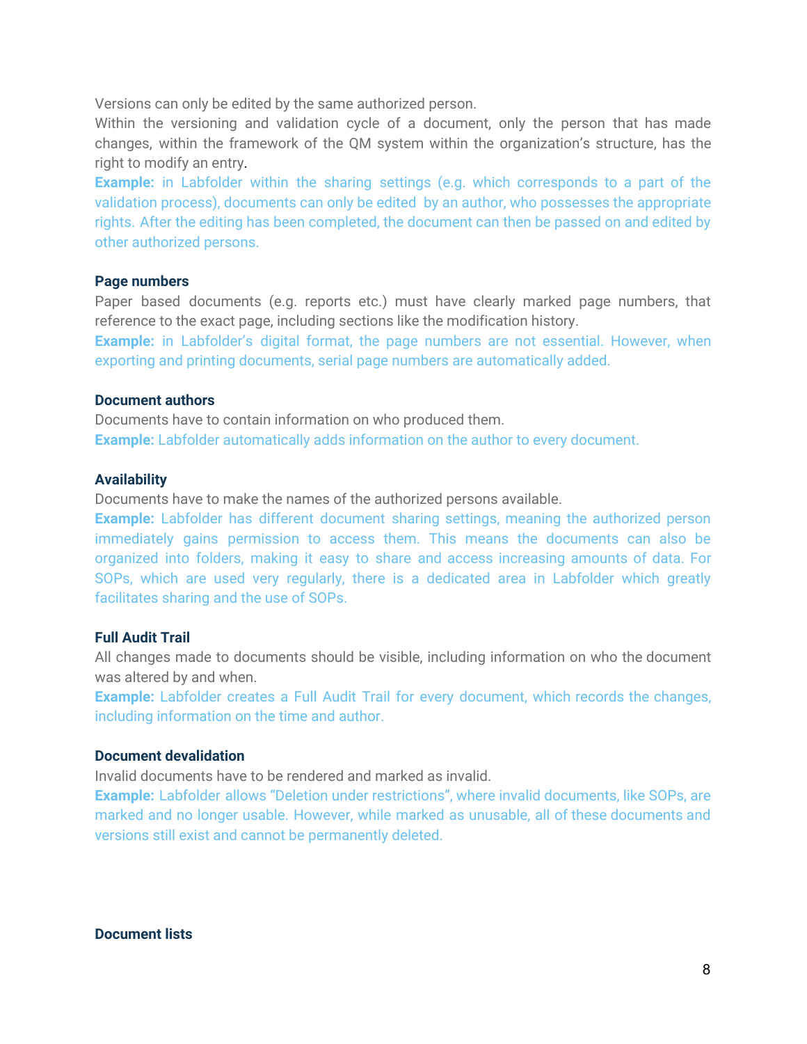Versions can only be edited by the same authorized person.
Within the versioning and validation cycle of a document, only the person that has made changes, within the framework of the QM system within the organization's structure, has the right to modify an entry.

**Example:** in Labfolder within the sharing settings (e.g. which corresponds to a part of the validation process), documents can only be edited by an author, who possesses the appropriate rights. After the editing has been completed, the document can then be passed on and edited by other authorized persons.

**Page numbers**

Paper based documents (e.g. reports etc.) must have clearly marked page numbers, that reference to the exact page, including sections like the modification history.

**Example:** in Labfolder's digital format, the page numbers are not essential. However, when exporting and printing documents, serial page numbers are automatically added.

**Document authors**

Documents have to contain information on who produced them.

**Example:** Labfolder automatically adds information on the author to every document.

**Availability**

Documents have to make the names of the authorized persons available.

**Example:** Labfolder has different document sharing settings, meaning the authorized person immediately gains permission to access them. This means the documents can also be organized into folders, making it easy to share and access increasing amounts of data. For SOPs, which are used very regularly, there is a dedicated area in Labfolder which greatly facilitates sharing and the use of SOPs.

**Full Audit Trail**

All changes made to documents should be visible, including information on who the document was altered by and when.

**Example:** Labfolder creates a Full Audit Trail for every document, which records the changes, including information on the time and author.

**Document devalidation**

Invalid documents have to be rendered and marked as invalid.

**Example:** Labfolder allows "Deletion under restrictions", where invalid documents, like SOPs, are marked and no longer usable. However, while marked as unusable, all of these documents and versions still exist and cannot be permanently deleted.

**Document lists**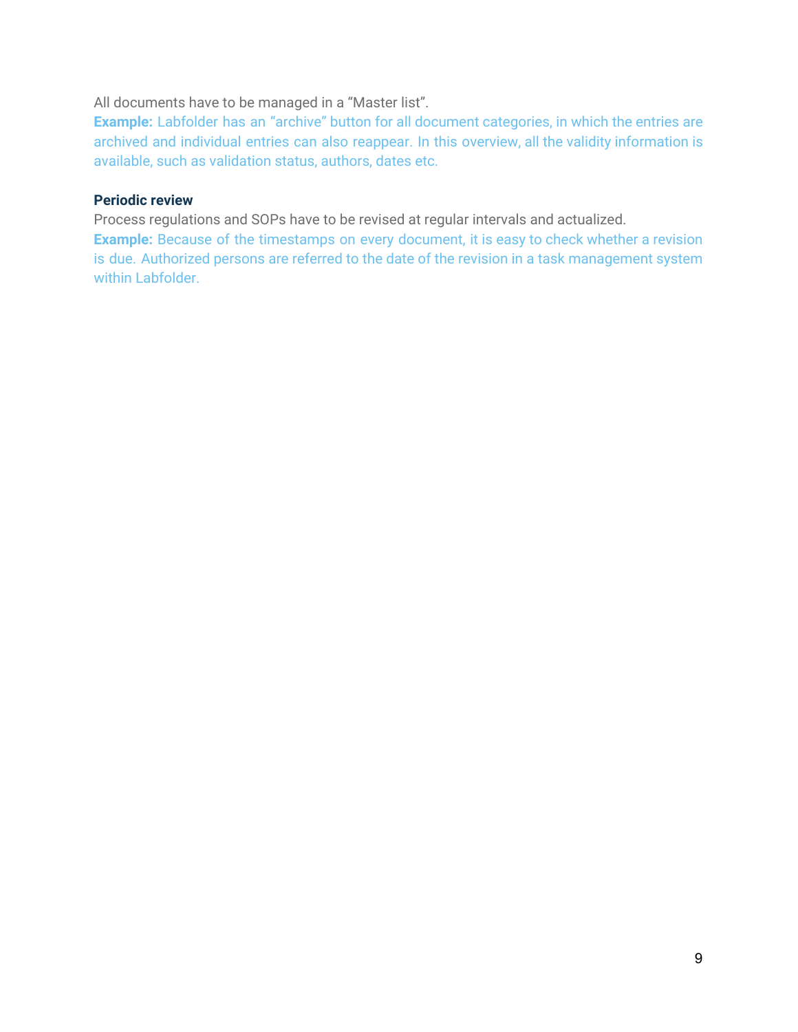All documents have to be managed in a “Master list”.

**Example:** Labfolder has an “archive” button for all document categories, in which the entries are archived and individual entries can also reappear. In this overview, all the validity information is available, such as validation status, authors, dates etc.

**Periodic review**

Process regulations and SOPs have to be revised at regular intervals and actualized.

**Example:** Because of the timestamps on every document, it is easy to check whether a revision is due. Authorized persons are referred to the date of the revision in a task management system within Labfolder.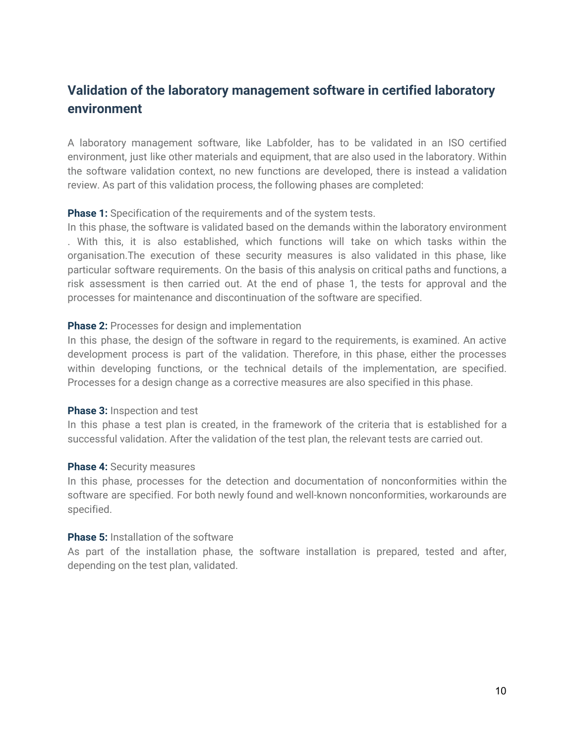## Validation of the laboratory management software in certified laboratory environment

A laboratory management software, like Labfolder, has to be validated in an ISO certified environment, just like other materials and equipment, that are also used in the laboratory. Within the software validation context, no new functions are developed, there is instead a validation review. As part of this validation process, the following phases are completed:

**Phase 1:** Specification of the requirements and of the system tests.
In this phase, the software is validated based on the demands within the laboratory environment . With this, it is also established, which functions will take on which tasks within the organisation.The execution of these security measures is also validated in this phase, like particular software requirements. On the basis of this analysis on critical paths and functions, a risk assessment is then carried out. At the end of phase 1, the tests for approval and the processes for maintenance and discontinuation of the software are specified.

**Phase 2:** Processes for design and implementation
In this phase, the design of the software in regard to the requirements, is examined. An active development process is part of the validation. Therefore, in this phase, either the processes within developing functions, or the technical details of the implementation, are specified. Processes for a design change as a corrective measures are also specified in this phase.

**Phase 3:** Inspection and test
In this phase a test plan is created, in the framework of the criteria that is established for a successful validation. After the validation of the test plan, the relevant tests are carried out.

**Phase 4:** Security measures
In this phase, processes for the detection and documentation of nonconformities within the software are specified. For both newly found and well-known nonconformities, workarounds are specified.

**Phase 5:** Installation of the software
As part of the installation phase, the software installation is prepared, tested and after, depending on the test plan, validated.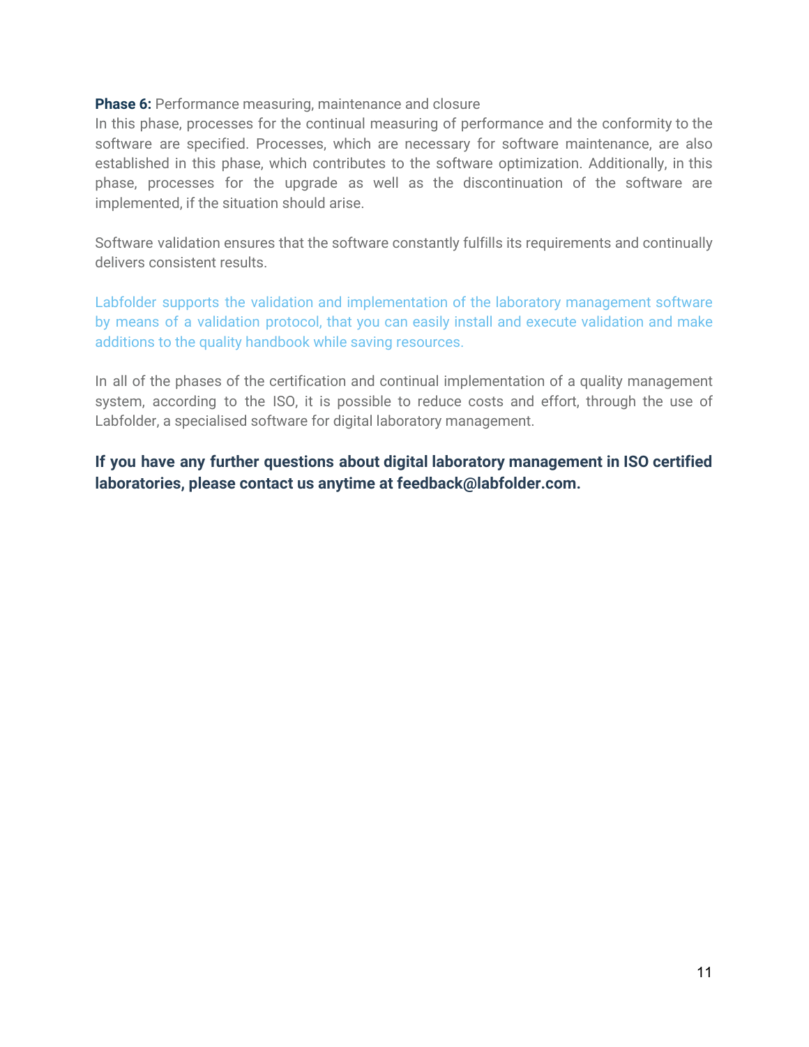**Phase 6:** Performance measuring, maintenance and closure

In this phase, processes for the continual measuring of performance and the conformity to the software are specified. Processes, which are necessary for software maintenance, are also established in this phase, which contributes to the software optimization. Additionally, in this phase, processes for the upgrade as well as the discontinuation of the software are implemented, if the situation should arise.

Software validation ensures that the software constantly fulfills its requirements and continually delivers consistent results.

Labfolder supports the validation and implementation of the laboratory management software by means of a validation protocol, that you can easily install and execute validation and make additions to the quality handbook while saving resources.

In all of the phases of the certification and continual implementation of a quality management system, according to the ISO, it is possible to reduce costs and effort, through the use of Labfolder, a specialised software for digital laboratory management.

**If you have any further questions about digital laboratory management in ISO certified laboratories, please contact us anytime at feedback@labfolder.com.**